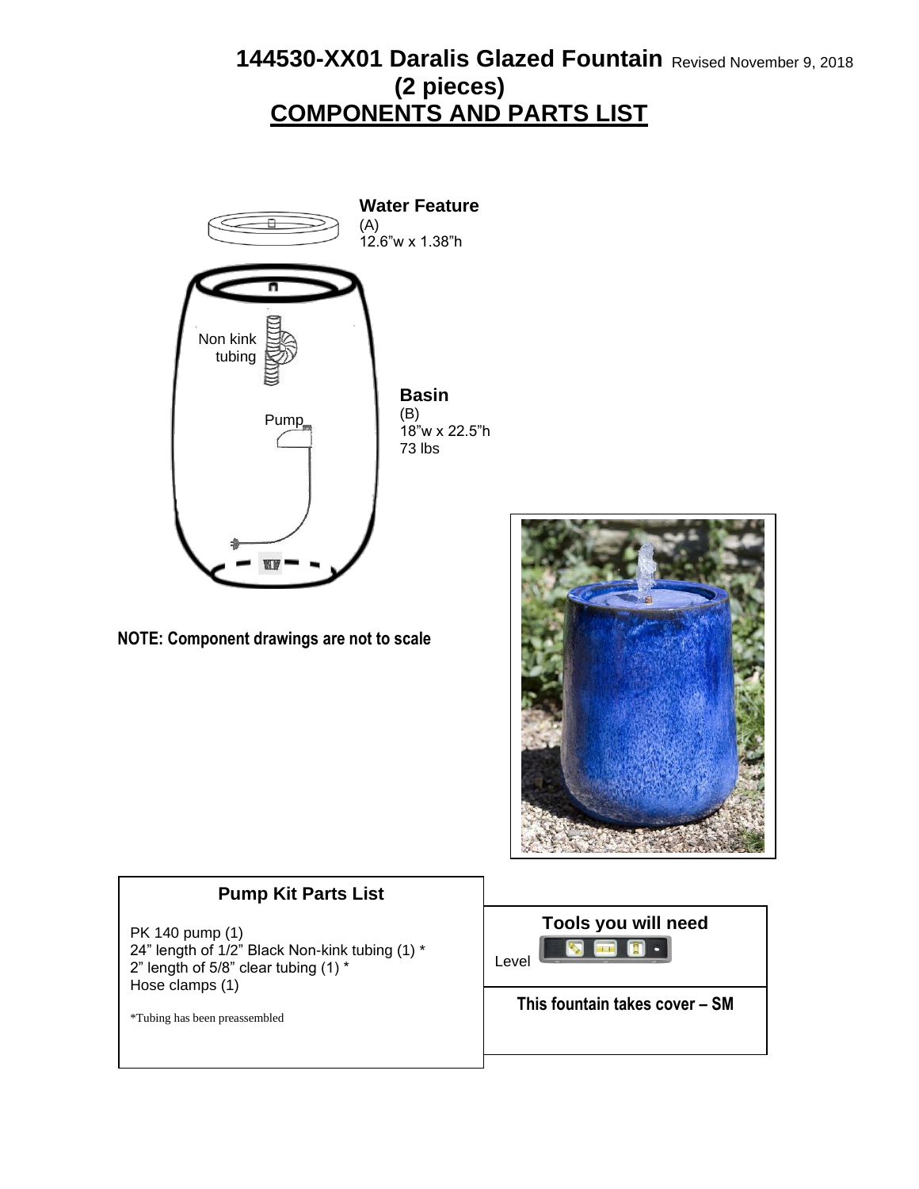# 144530-XX01 Daralis Glazed Fountain (2 pieces)

Revised November 9, 2018

## COMPONENTS AND PARTS LIST

**Water Feature**
(A)
12.6"w x 1.38"h

Non kink tubing

Pump

**Basin**
(B)
18"w x 22.5"h
73 lbs

**NOTE: Component drawings are not to scale**

### Pump Kit Parts List

PK 140 pump (1)
24" length of 1/2" Black Non-kink tubing (1) *
2" length of 5/8" clear tubing (1) *
Hose clamps (1)

*Tubing has been preassembled

### Tools you will need

Level

**This fountain takes cover – SM**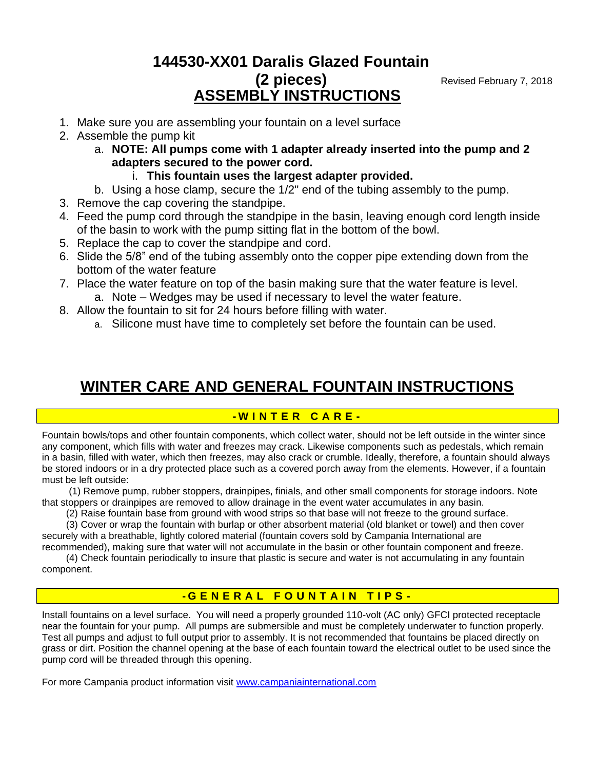# 144530-XX01 Daralis Glazed Fountain (2 pieces)

Revised February 7, 2018

## ASSEMBLY INSTRUCTIONS

1. Make sure you are assembling your fountain on a level surface
2. Assemble the pump kit
    a. **NOTE: All pumps come with 1 adapter already inserted into the pump and 2 adapters secured to the power cord.**
        i. **This fountain uses the largest adapter provided.**
    b. Using a hose clamp, secure the 1/2" end of the tubing assembly to the pump.
3. Remove the cap covering the standpipe.
4. Feed the pump cord through the standpipe in the basin, leaving enough cord length inside of the basin to work with the pump sitting flat in the bottom of the bowl.
5. Replace the cap to cover the standpipe and cord.
6. Slide the 5/8" end of the tubing assembly onto the copper pipe extending down from the bottom of the water feature
7. Place the water feature on top of the basin making sure that the water feature is level.
    a. Note – Wedges may be used if necessary to level the water feature.
8. Allow the fountain to sit for 24 hours before filling with water.
    a. Silicone must have time to completely set before the fountain can be used.

## WINTER CARE AND GENERAL FOUNTAIN INSTRUCTIONS

### -WINTER CARE-

Fountain bowls/tops and other fountain components, which collect water, should not be left outside in the winter since any component, which fills with water and freezes may crack. Likewise components such as pedestals, which remain in a basin, filled with water, which then freezes, may also crack or crumble. Ideally, therefore, a fountain should always be stored indoors or in a dry protected place such as a covered porch away from the elements. However, if a fountain must be left outside:

(1) Remove pump, rubber stoppers, drainpipes, finials, and other small components for storage indoors. Note that stoppers or drainpipes are removed to allow drainage in the event water accumulates in any basin.

(2) Raise fountain base from ground with wood strips so that base will not freeze to the ground surface.

(3) Cover or wrap the fountain with burlap or other absorbent material (old blanket or towel) and then cover securely with a breathable, lightly colored material (fountain covers sold by Campania International are recommended), making sure that water will not accumulate in the basin or other fountain component and freeze.

(4) Check fountain periodically to insure that plastic is secure and water is not accumulating in any fountain component.

### -GENERAL FOUNTAIN TIPS-

Install fountains on a level surface. You will need a properly grounded 110-volt (AC only) GFCI protected receptacle near the fountain for your pump. All pumps are submersible and must be completely underwater to function properly. Test all pumps and adjust to full output prior to assembly. It is not recommended that fountains be placed directly on grass or dirt. Position the channel opening at the base of each fountain toward the electrical outlet to be used since the pump cord will be threaded through this opening.

For more Campania product information visit [www.campaniainternational.com](http://www.campaniainternational.com)